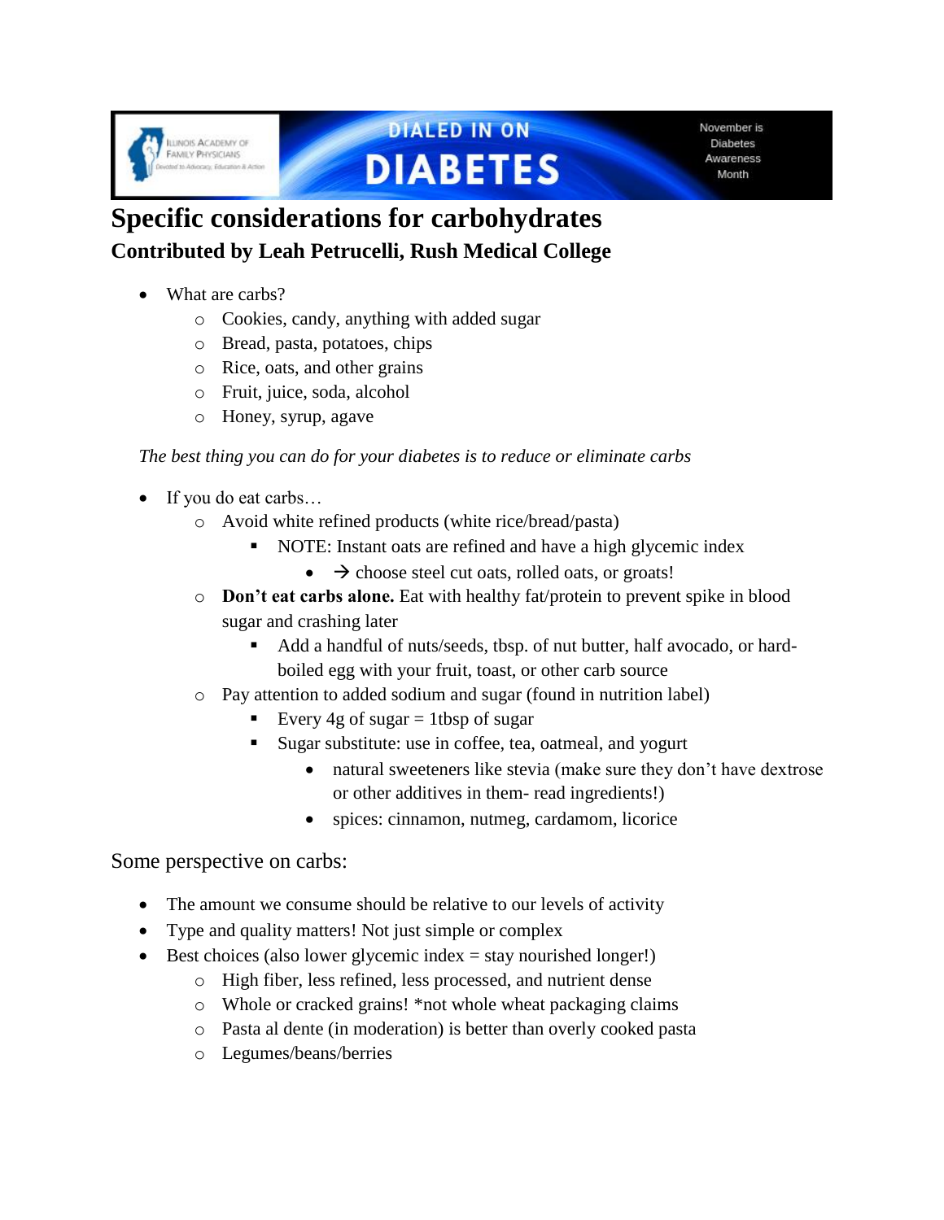ILLINOIS ACADEMY OF FAMILY PHYSICIANS — Devoted to Advocacy, Education & Action

DIALED IN ON DIABETES

November is Diabetes Awareness Month

# Specific considerations for carbohydrates

## Contributed by Leah Petrucelli, Rush Medical College

- What are carbs?
  - Cookies, candy, anything with added sugar
  - Bread, pasta, potatoes, chips
  - Rice, oats, and other grains
  - Fruit, juice, soda, alcohol
  - Honey, syrup, agave

*The best thing you can do for your diabetes is to reduce or eliminate carbs*

- If you do eat carbs…
  - Avoid white refined products (white rice/bread/pasta)
    - NOTE: Instant oats are refined and have a high glycemic index
      - → choose steel cut oats, rolled oats, or groats!
  - **Don't eat carbs alone.** Eat with healthy fat/protein to prevent spike in blood sugar and crashing later
    - Add a handful of nuts/seeds, tbsp. of nut butter, half avocado, or hard-boiled egg with your fruit, toast, or other carb source
  - Pay attention to added sodium and sugar (found in nutrition label)
    - Every 4g of sugar = 1tbsp of sugar
    - Sugar substitute: use in coffee, tea, oatmeal, and yogurt
      - natural sweeteners like stevia (make sure they don't have dextrose or other additives in them- read ingredients!)
      - spices: cinnamon, nutmeg, cardamom, licorice

Some perspective on carbs:

- The amount we consume should be relative to our levels of activity
- Type and quality matters! Not just simple or complex
- Best choices (also lower glycemic index = stay nourished longer!)
  - High fiber, less refined, less processed, and nutrient dense
  - Whole or cracked grains! *not whole wheat packaging claims
  - Pasta al dente (in moderation) is better than overly cooked pasta
  - Legumes/beans/berries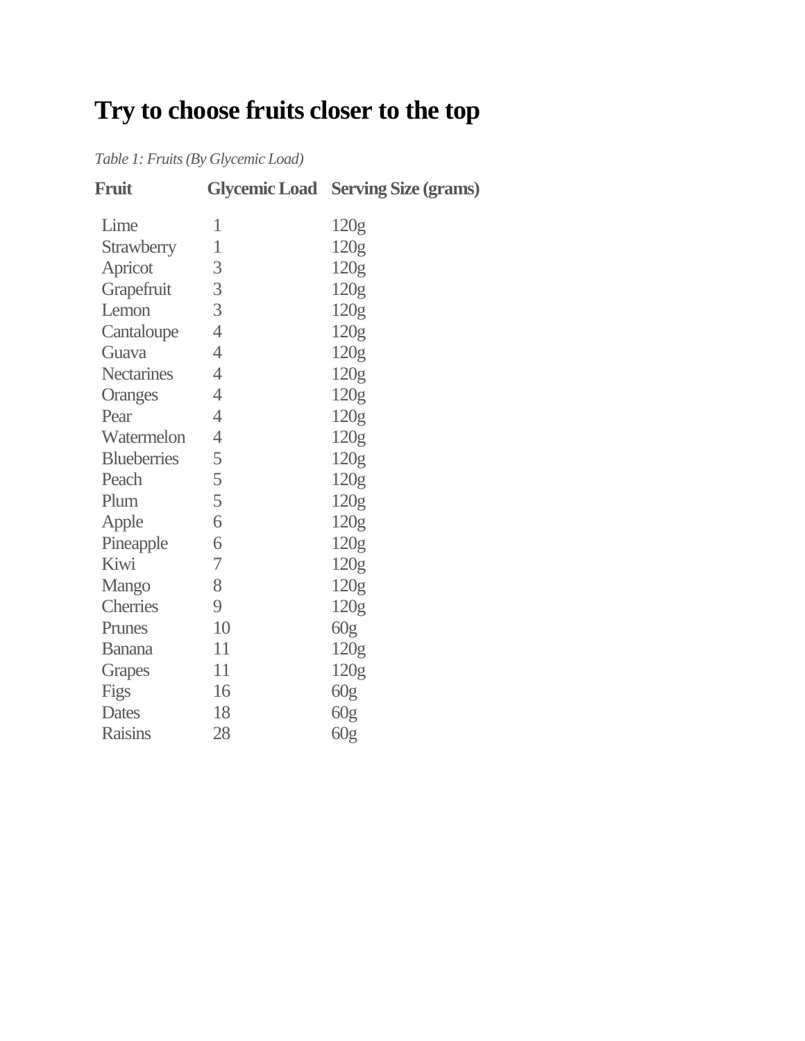# Try to choose fruits closer to the top

*Table 1: Fruits (By Glycemic Load)*

| Fruit | Glycemic Load | Serving Size (grams) |
|---|---|---|
| Lime | 1 | 120g |
| Strawberry | 1 | 120g |
| Apricot | 3 | 120g |
| Grapefruit | 3 | 120g |
| Lemon | 3 | 120g |
| Cantaloupe | 4 | 120g |
| Guava | 4 | 120g |
| Nectarines | 4 | 120g |
| Oranges | 4 | 120g |
| Pear | 4 | 120g |
| Watermelon | 4 | 120g |
| Blueberries | 5 | 120g |
| Peach | 5 | 120g |
| Plum | 5 | 120g |
| Apple | 6 | 120g |
| Pineapple | 6 | 120g |
| Kiwi | 7 | 120g |
| Mango | 8 | 120g |
| Cherries | 9 | 120g |
| Prunes | 10 | 60g |
| Banana | 11 | 120g |
| Grapes | 11 | 120g |
| Figs | 16 | 60g |
| Dates | 18 | 60g |
| Raisins | 28 | 60g |